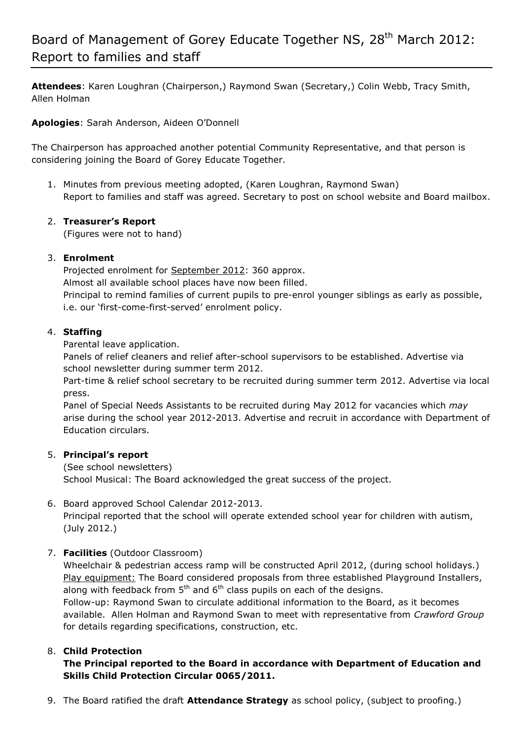# Board of Management of Gorey Educate Together NS, 28th March 2012: Report to families and staff

**Attendees**: Karen Loughran (Chairperson,) Raymond Swan (Secretary,) Colin Webb, Tracy Smith, Allen Holman

**Apologies**: Sarah Anderson, Aideen O'Donnell

The Chairperson has approached another potential Community Representative, and that person is considering joining the Board of Gorey Educate Together.

1. Minutes from previous meeting adopted, (Karen Loughran, Raymond Swan)
   Report to families and staff was agreed. Secretary to post on school website and Board mailbox.

2. **Treasurer's Report**
   (Figures were not to hand)

3. **Enrolment**
   Projected enrolment for <u>September 2012</u>: 360 approx.
   Almost all available school places have now been filled.
   Principal to remind families of current pupils to pre-enrol younger siblings as early as possible, i.e. our 'first-come-first-served' enrolment policy.

4. **Staffing**
   Parental leave application.
   Panels of relief cleaners and relief after-school supervisors to be established. Advertise via school newsletter during summer term 2012.
   Part-time & relief school secretary to be recruited during summer term 2012. Advertise via local press.
   Panel of Special Needs Assistants to be recruited during May 2012 for vacancies which *may* arise during the school year 2012-2013. Advertise and recruit in accordance with Department of Education circulars.

5. **Principal's report**
   (See school newsletters)
   School Musical: The Board acknowledged the great success of the project.

6. Board approved School Calendar 2012-2013.
   Principal reported that the school will operate extended school year for children with autism, (July 2012.)

7. **Facilities** (Outdoor Classroom)
   Wheelchair & pedestrian access ramp will be constructed April 2012, (during school holidays.)
   <u>Play equipment:</u> The Board considered proposals from three established Playground Installers, along with feedback from 5th and 6th class pupils on each of the designs.
   Follow-up: Raymond Swan to circulate additional information to the Board, as it becomes available. Allen Holman and Raymond Swan to meet with representative from *Crawford Group* for details regarding specifications, construction, etc.

8. **Child Protection**
   **The Principal reported to the Board in accordance with Department of Education and Skills Child Protection Circular 0065/2011.**

9. The Board ratified the draft **Attendance Strategy** as school policy, (subject to proofing.)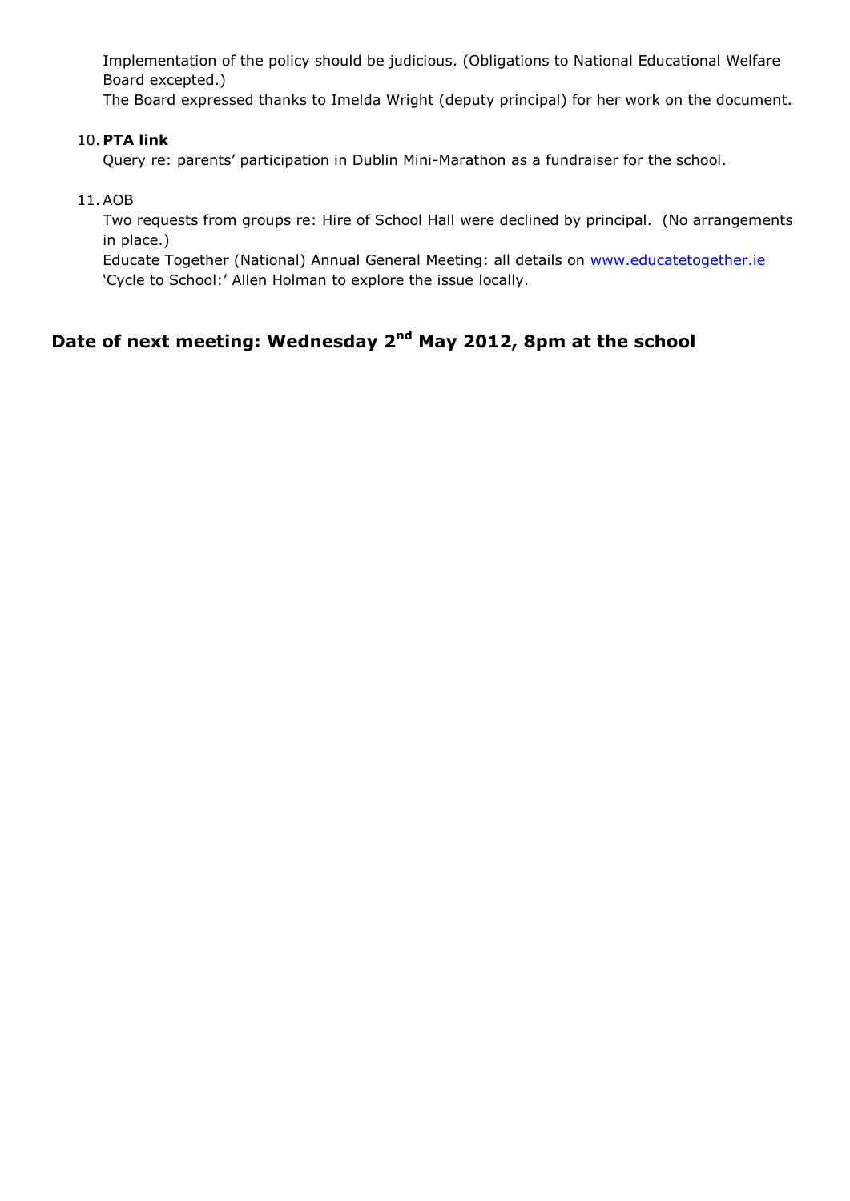Implementation of the policy should be judicious. (Obligations to National Educational Welfare Board excepted.)
The Board expressed thanks to Imelda Wright (deputy principal) for her work on the document.

10. **PTA link**
    Query re: parents' participation in Dublin Mini-Marathon as a fundraiser for the school.

11. AOB
    Two requests from groups re: Hire of School Hall were declined by principal. (No arrangements in place.)
    Educate Together (National) Annual General Meeting: all details on www.educatetogether.ie
    'Cycle to School:' Allen Holman to explore the issue locally.

**Date of next meeting: Wednesday 2nd May 2012, 8pm at the school**